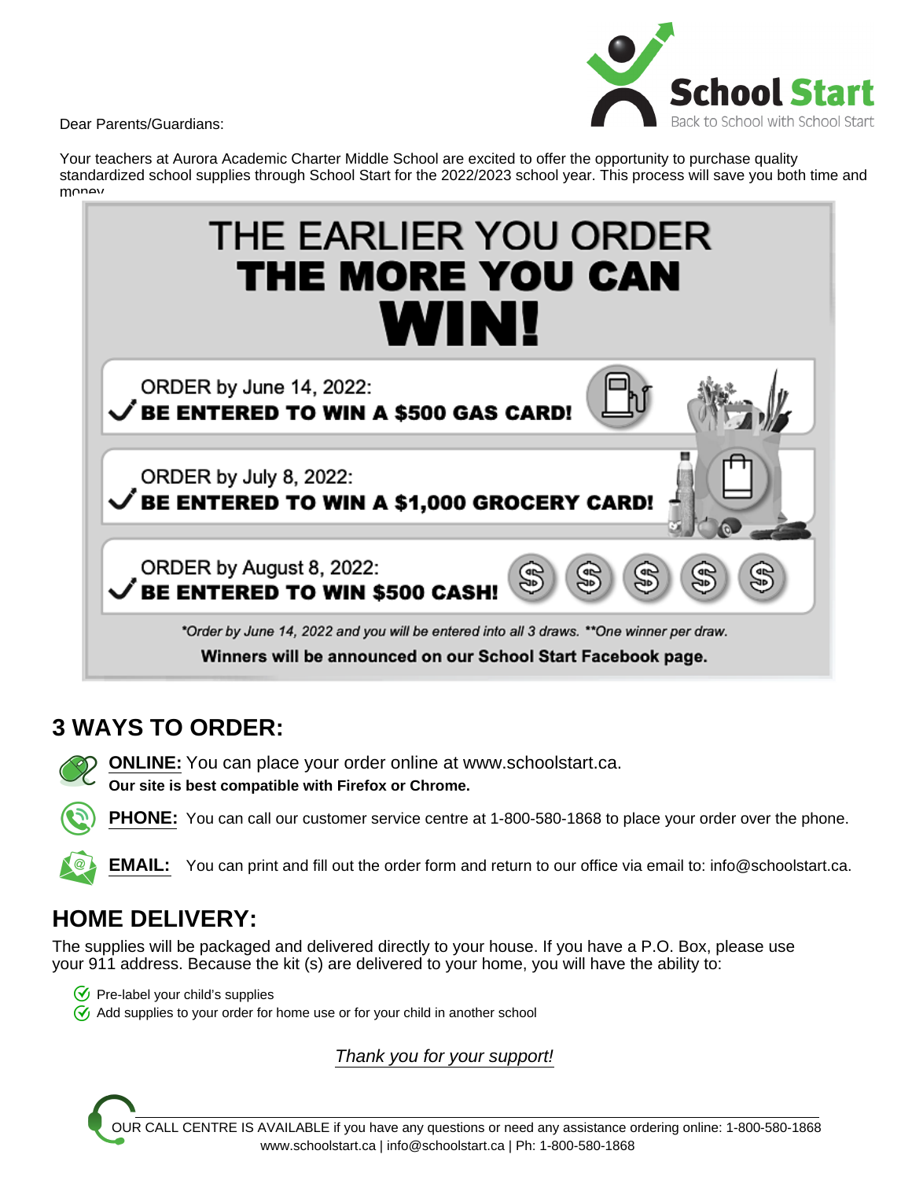School Start
Back to School with School Start

Dear Parents/Guardians:

Your teachers at Aurora Academic Charter Middle School are excited to offer the opportunity to purchase quality standardized school supplies through School Start for the 2022/2023 school year. This process will save you both time and money.

# THE EARLIER YOU ORDER THE MORE YOU CAN WIN!

ORDER by June 14, 2022:
✓ **BE ENTERED TO WIN A $500 GAS CARD!**

ORDER by July 8, 2022:
✓ **BE ENTERED TO WIN A $1,000 GROCERY CARD!**

ORDER by August 8, 2022:
✓ **BE ENTERED TO WIN $500 CASH!**

*\*Order by June 14, 2022 and you will be entered into all 3 draws. \*\*One winner per draw.*

**Winners will be announced on our School Start Facebook page.**

## 3 WAYS TO ORDER:

**ONLINE:** You can place your order online at www.schoolstart.ca.
**Our site is best compatible with Firefox or Chrome.**

**PHONE:** You can call our customer service centre at 1-800-580-1868 to place your order over the phone.

**EMAIL:** You can print and fill out the order form and return to our office via email to: info@schoolstart.ca.

## HOME DELIVERY:

The supplies will be packaged and delivered directly to your house. If you have a P.O. Box, please use your 911 address. Because the kit (s) are delivered to your home, you will have the ability to:

- Pre-label your child's supplies
- Add supplies to your order for home use or for your child in another school

*Thank you for your support!*

OUR CALL CENTRE IS AVAILABLE if you have any questions or need any assistance ordering online: 1-800-580-1868
www.schoolstart.ca | info@schoolstart.ca | Ph: 1-800-580-1868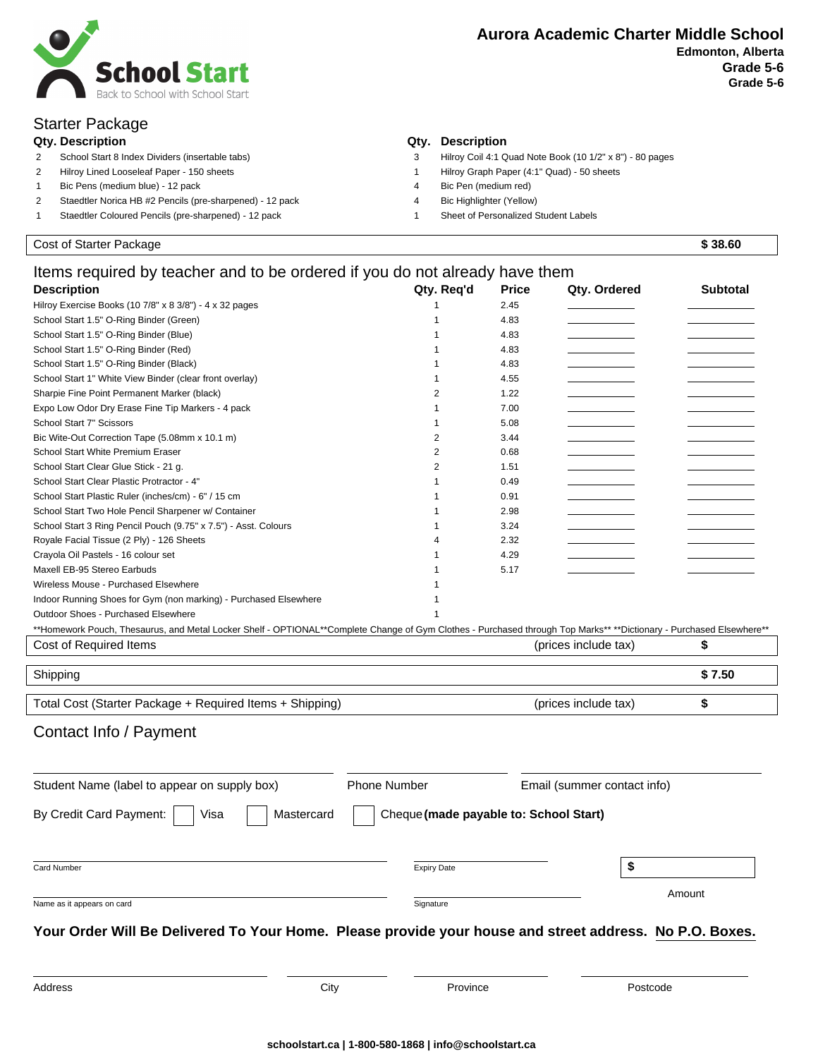School Start
Back to School with School Start

**Aurora Academic Charter Middle School**
**Edmonton, Alberta**
**Grade 5-6**
**Grade 5-6**

## Starter Package

| Qty. | Description | Qty. | Description |
|---|---|---|---|
| 2 | School Start 8 Index Dividers (insertable tabs) | 3 | Hilroy Coil 4:1 Quad Note Book (10 1/2" x 8") - 80 pages |
| 2 | Hilroy Lined Looseleaf Paper - 150 sheets | 1 | Hilroy Graph Paper (4:1" Quad) - 50 sheets |
| 1 | Bic Pens (medium blue) - 12 pack | 4 | Bic Pen (medium red) |
| 2 | Staedtler Norica HB #2 Pencils (pre-sharpened) - 12 pack | 4 | Bic Highlighter (Yellow) |
| 1 | Staedtler Coloured Pencils (pre-sharpened) - 12 pack | 1 | Sheet of Personalized Student Labels |

Cost of Starter Package **$ 38.60**

## Items required by teacher and to be ordered if you do not already have them

| Description | Qty. Req'd | Price | Qty. Ordered | Subtotal |
|---|---|---|---|---|
| Hilroy Exercise Books (10 7/8" x 8 3/8") - 4 x 32 pages | 1 | 2.45 | | |
| School Start 1.5" O-Ring Binder (Green) | 1 | 4.83 | | |
| School Start 1.5" O-Ring Binder (Blue) | 1 | 4.83 | | |
| School Start 1.5" O-Ring Binder (Red) | 1 | 4.83 | | |
| School Start 1.5" O-Ring Binder (Black) | 1 | 4.83 | | |
| School Start 1" White View Binder (clear front overlay) | 1 | 4.55 | | |
| Sharpie Fine Point Permanent Marker (black) | 2 | 1.22 | | |
| Expo Low Odor Dry Erase Fine Tip Markers - 4 pack | 1 | 7.00 | | |
| School Start 7" Scissors | 1 | 5.08 | | |
| Bic Wite-Out Correction Tape (5.08mm x 10.1 m) | 2 | 3.44 | | |
| School Start White Premium Eraser | 2 | 0.68 | | |
| School Start Clear Glue Stick - 21 g. | 2 | 1.51 | | |
| School Start Clear Plastic Protractor - 4" | 1 | 0.49 | | |
| School Start Plastic Ruler (inches/cm) - 6" / 15 cm | 1 | 0.91 | | |
| School Start Two Hole Pencil Sharpener w/ Container | 1 | 2.98 | | |
| School Start 3 Ring Pencil Pouch (9.75" x 7.5") - Asst. Colours | 1 | 3.24 | | |
| Royale Facial Tissue (2 Ply) - 126 Sheets | 4 | 2.32 | | |
| Crayola Oil Pastels - 16 colour set | 1 | 4.29 | | |
| Maxell EB-95 Stereo Earbuds | 1 | 5.17 | | |
| Wireless Mouse - Purchased Elsewhere | 1 | | | |
| Indoor Running Shoes for Gym (non marking) - Purchased Elsewhere | 1 | | | |
| Outdoor Shoes - Purchased Elsewhere | 1 | | | |

**Homework Pouch, Thesaurus, and Metal Locker Shelf - OPTIONAL**Complete Change of Gym Clothes - Purchased through Top Marks** **Dictionary - Purchased Elsewhere**

Cost of Required Items (prices include tax) **$**

Shipping **$ 7.50**

Total Cost (Starter Package + Required Items + Shipping) (prices include tax) **$**

## Contact Info / Payment

Student Name (label to appear on supply box) ______ Phone Number ______ Email (summer contact info) ______

By Credit Card Payment: ☐ Visa ☐ Mastercard ☐ Cheque **(made payable to: School Start)**

Card Number ______ Expiry Date ______ **$** ______

Name as it appears on card ______ Signature ______ Amount

**Your Order Will Be Delivered To Your Home. Please provide your house and street address. No P.O. Boxes.**

Address ______ City ______ Province ______ Postcode ______

**schoolstart.ca | 1-800-580-1868 | info@schoolstart.ca**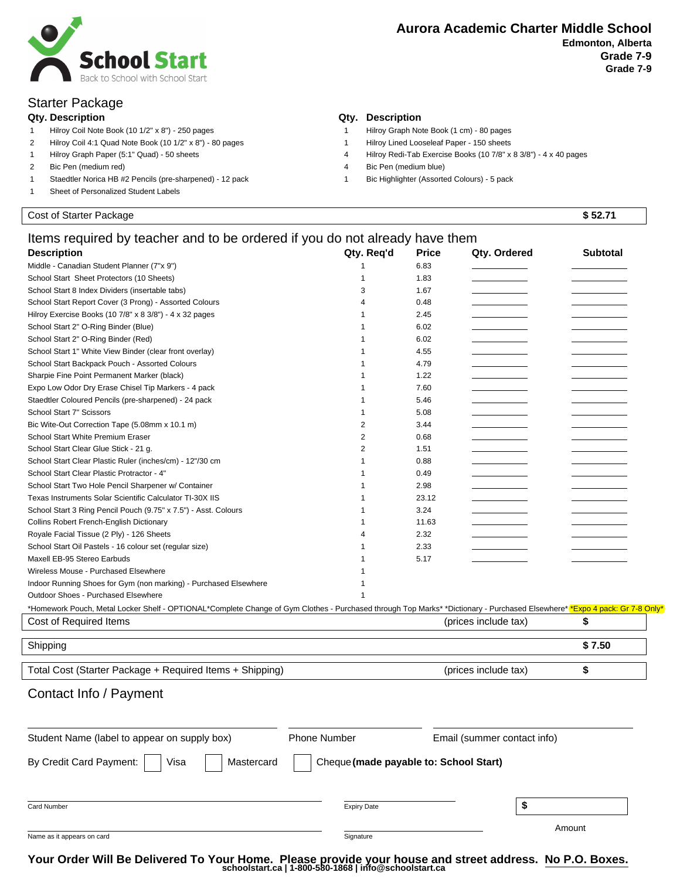School Start
Back to School with School Start

# Aurora Academic Charter Middle School

**Edmonton, Alberta**
**Grade 7-9**
**Grade 7-9**

## Starter Package

| Qty. | Description |
|---|---|
| 1 | Hilroy Coil Note Book (10 1/2" x 8") - 250 pages |
| 2 | Hilroy Coil 4:1 Quad Note Book (10 1/2" x 8") - 80 pages |
| 1 | Hilroy Graph Paper (5:1" Quad) - 50 sheets |
| 2 | Bic Pen (medium red) |
| 1 | Staedtler Norica HB #2 Pencils (pre-sharpened) - 12 pack |
| 1 | Sheet of Personalized Student Labels |
| 1 | Hilroy Graph Note Book (1 cm) - 80 pages |
| 1 | Hilroy Lined Looseleaf Paper - 150 sheets |
| 4 | Hilroy Redi-Tab Exercise Books (10 7/8" x 8 3/8") - 4 x 40 pages |
| 4 | Bic Pen (medium blue) |
| 1 | Bic Highlighter (Assorted Colours) - 5 pack |

| Cost of Starter Package | **$ 52.71** |
|---|---|

## Items required by teacher and to be ordered if you do not already have them

| Description | Qty. Req'd | Price | Qty. Ordered | Subtotal |
|---|---|---|---|---|
| Middle - Canadian Student Planner (7"x 9") | 1 | 6.83 | | |
| School Start Sheet Protectors (10 Sheets) | 1 | 1.83 | | |
| School Start 8 Index Dividers (insertable tabs) | 3 | 1.67 | | |
| School Start Report Cover (3 Prong) - Assorted Colours | 4 | 0.48 | | |
| Hilroy Exercise Books (10 7/8" x 8 3/8") - 4 x 32 pages | 1 | 2.45 | | |
| School Start 2" O-Ring Binder (Blue) | 1 | 6.02 | | |
| School Start 2" O-Ring Binder (Red) | 1 | 6.02 | | |
| School Start 1" White View Binder (clear front overlay) | 1 | 4.55 | | |
| School Start Backpack Pouch - Assorted Colours | 1 | 4.79 | | |
| Sharpie Fine Point Permanent Marker (black) | 1 | 1.22 | | |
| Expo Low Odor Dry Erase Chisel Tip Markers - 4 pack | 1 | 7.60 | | |
| Staedtler Coloured Pencils (pre-sharpened) - 24 pack | 1 | 5.46 | | |
| School Start 7" Scissors | 1 | 5.08 | | |
| Bic Wite-Out Correction Tape (5.08mm x 10.1 m) | 2 | 3.44 | | |
| School Start White Premium Eraser | 2 | 0.68 | | |
| School Start Clear Glue Stick - 21 g. | 2 | 1.51 | | |
| School Start Clear Plastic Ruler (inches/cm) - 12"/30 cm | 1 | 0.88 | | |
| School Start Clear Plastic Protractor - 4" | 1 | 0.49 | | |
| School Start Two Hole Pencil Sharpener w/ Container | 1 | 2.98 | | |
| Texas Instruments Solar Scientific Calculator TI-30X IIS | 1 | 23.12 | | |
| School Start 3 Ring Pencil Pouch (9.75" x 7.5") - Asst. Colours | 1 | 3.24 | | |
| Collins Robert French-English Dictionary | 1 | 11.63 | | |
| Royale Facial Tissue (2 Ply) - 126 Sheets | 4 | 2.32 | | |
| School Start Oil Pastels - 16 colour set (regular size) | 1 | 2.33 | | |
| Maxell EB-95 Stereo Earbuds | 1 | 5.17 | | |
| Wireless Mouse - Purchased Elsewhere | 1 | | | |
| Indoor Running Shoes for Gym (non marking) - Purchased Elsewhere | 1 | | | |
| Outdoor Shoes - Purchased Elsewhere | 1 | | | |

*Homework Pouch, Metal Locker Shelf - OPTIONAL*Complete Change of Gym Clothes - Purchased through Top Marks* *Dictionary - Purchased Elsewhere* *Expo 4 pack: Gr 7-8 Only*

| | | |
|---|---|---|
| Cost of Required Items | (prices include tax) | **$** |
| Shipping | | **$ 7.50** |
| Total Cost (Starter Package + Required Items + Shipping) | (prices include tax) | **$** |

## Contact Info / Payment

Student Name (label to appear on supply box) | Phone Number | Email (summer contact info)

By Credit Card Payment: ☐ Visa ☐ Mastercard ☐ Cheque **(made payable to: School Start)**

Card Number | Expiry Date | **$** Amount

Name as it appears on card | Signature

**Your Order Will Be Delivered To Your Home. Please provide your house and street address. No P.O. Boxes.**

**schoolstart.ca | 1-800-580-1868 | info@schoolstart.ca**